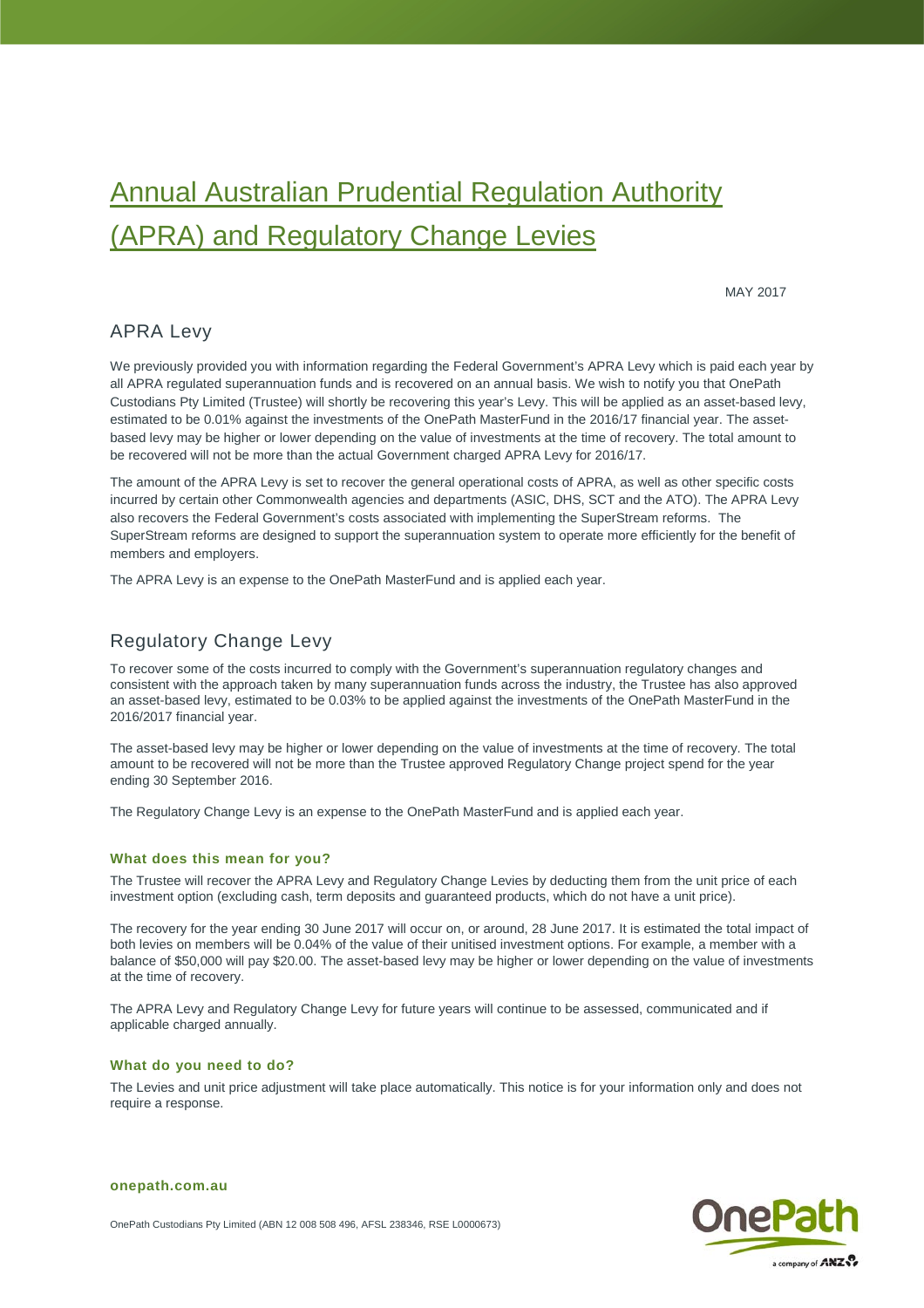# Annual Australian Prudential Regulation Authority (APRA) and Regulatory Change Levies

MAY 2017

## APRA Levy

We previously provided you with information regarding the Federal Government's APRA Levy which is paid each year by all APRA regulated superannuation funds and is recovered on an annual basis. We wish to notify you that OnePath Custodians Pty Limited (Trustee) will shortly be recovering this year's Levy. This will be applied as an asset-based levy, estimated to be 0.01% against the investments of the OnePath MasterFund in the 2016/17 financial year. The asset-based levy may be higher or lower depending on the value of investments at the time of recovery. The total amount to be recovered will not be more than the actual Government charged APRA Levy for 2016/17.

The amount of the APRA Levy is set to recover the general operational costs of APRA, as well as other specific costs incurred by certain other Commonwealth agencies and departments (ASIC, DHS, SCT and the ATO). The APRA Levy also recovers the Federal Government's costs associated with implementing the SuperStream reforms. The SuperStream reforms are designed to support the superannuation system to operate more efficiently for the benefit of members and employers.

The APRA Levy is an expense to the OnePath MasterFund and is applied each year.

## Regulatory Change Levy

To recover some of the costs incurred to comply with the Government's superannuation regulatory changes and consistent with the approach taken by many superannuation funds across the industry, the Trustee has also approved an asset-based levy, estimated to be 0.03% to be applied against the investments of the OnePath MasterFund in the 2016/2017 financial year.

The asset-based levy may be higher or lower depending on the value of investments at the time of recovery. The total amount to be recovered will not be more than the Trustee approved Regulatory Change project spend for the year ending 30 September 2016.

The Regulatory Change Levy is an expense to the OnePath MasterFund and is applied each year.

### What does this mean for you?

The Trustee will recover the APRA Levy and Regulatory Change Levies by deducting them from the unit price of each investment option (excluding cash, term deposits and guaranteed products, which do not have a unit price).

The recovery for the year ending 30 June 2017 will occur on, or around, 28 June 2017. It is estimated the total impact of both levies on members will be 0.04% of the value of their unitised investment options. For example, a member with a balance of $50,000 will pay $20.00. The asset-based levy may be higher or lower depending on the value of investments at the time of recovery.

The APRA Levy and Regulatory Change Levy for future years will continue to be assessed, communicated and if applicable charged annually.

### What do you need to do?

The Levies and unit price adjustment will take place automatically. This notice is for your information only and does not require a response.

**onepath.com.au**

OnePath Custodians Pty Limited (ABN 12 008 508 496, AFSL 238346, RSE L0000673)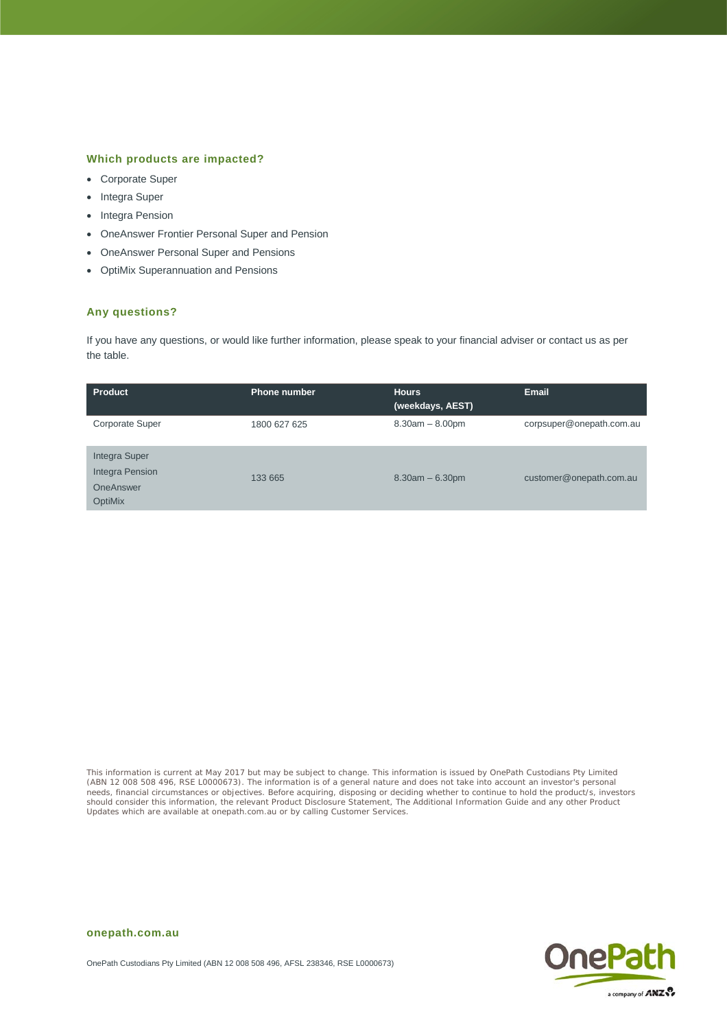## Which products are impacted?

- Corporate Super
- Integra Super
- Integra Pension
- OneAnswer Frontier Personal Super and Pension
- OneAnswer Personal Super and Pensions
- OptiMix Superannuation and Pensions

## Any questions?

If you have any questions, or would like further information, please speak to your financial adviser or contact us as per the table.

| Product | Phone number | Hours (weekdays, AEST) | Email |
| --- | --- | --- | --- |
| Corporate Super | 1800 627 625 | 8.30am – 8.00pm | corpsuper@onepath.com.au |
| Integra Super<br>Integra Pension<br>OneAnswer<br>OptiMix | 133 665 | 8.30am – 6.30pm | customer@onepath.com.au |

This information is current at May 2017 but may be subject to change. This information is issued by OnePath Custodians Pty Limited (ABN 12 008 508 496, RSE L0000673). The information is of a general nature and does not take into account an investor's personal needs, financial circumstances or objectives. Before acquiring, disposing or deciding whether to continue to hold the product/s, investors should consider this information, the relevant Product Disclosure Statement, The Additional Information Guide and any other Product Updates which are available at onepath.com.au or by calling Customer Services.

**onepath.com.au**

OnePath Custodians Pty Limited (ABN 12 008 508 496, AFSL 238346, RSE L0000673)